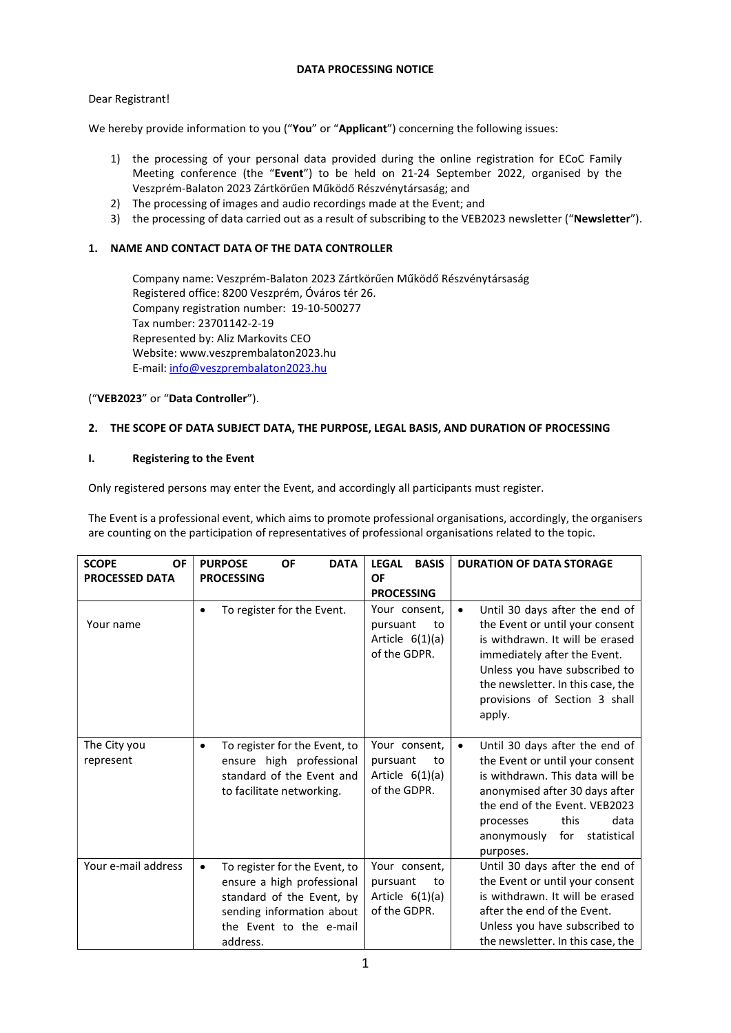**DATA PROCESSING NOTICE**

Dear Registrant!

We hereby provide information to you ("**You**" or "**Applicant**") concerning the following issues:

1) the processing of your personal data provided during the online registration for ECoC Family Meeting conference (the "**Event**") to be held on 21-24 September 2022, organised by the Veszprém-Balaton 2023 Zártkörűen Működő Részvénytársaság; and
2) The processing of images and audio recordings made at the Event; and
3) the processing of data carried out as a result of subscribing to the VEB2023 newsletter ("**Newsletter**").

## 1. NAME AND CONTACT DATA OF THE DATA CONTROLLER

Company name: Veszprém-Balaton 2023 Zártkörűen Működő Részvénytársaság
Registered office: 8200 Veszprém, Óváros tér 26.
Company registration number: 19-10-500277
Tax number: 23701142-2-19
Represented by: Aliz Markovits CEO
Website: www.veszprembalaton2023.hu
E-mail: info@veszprembalaton2023.hu

("**VEB2023**" or "**Data Controller**").

## 2. THE SCOPE OF DATA SUBJECT DATA, THE PURPOSE, LEGAL BASIS, AND DURATION OF PROCESSING

### I. Registering to the Event

Only registered persons may enter the Event, and accordingly all participants must register.

The Event is a professional event, which aims to promote professional organisations, accordingly, the organisers are counting on the participation of representatives of professional organisations related to the topic.

| SCOPE OF PROCESSED DATA | PURPOSE OF DATA PROCESSING | LEGAL BASIS OF PROCESSING | DURATION OF DATA STORAGE |
|---|---|---|---|
| Your name | • To register for the Event. | Your consent, pursuant to Article 6(1)(a) of the GDPR. | • Until 30 days after the end of the Event or until your consent is withdrawn. It will be erased immediately after the Event. Unless you have subscribed to the newsletter. In this case, the provisions of Section 3 shall apply. |
| The City you represent | • To register for the Event, to ensure high professional standard of the Event and to facilitate networking. | Your consent, pursuant to Article 6(1)(a) of the GDPR. | • Until 30 days after the end of the Event or until your consent is withdrawn. This data will be anonymised after 30 days after the end of the Event. VEB2023 processes this data anonymously for statistical purposes. |
| Your e-mail address | • To register for the Event, to ensure a high professional standard of the Event, by sending information about the Event to the e-mail address. | Your consent, pursuant to Article 6(1)(a) of the GDPR. | Until 30 days after the end of the Event or until your consent is withdrawn. It will be erased after the end of the Event. Unless you have subscribed to the newsletter. In this case, the |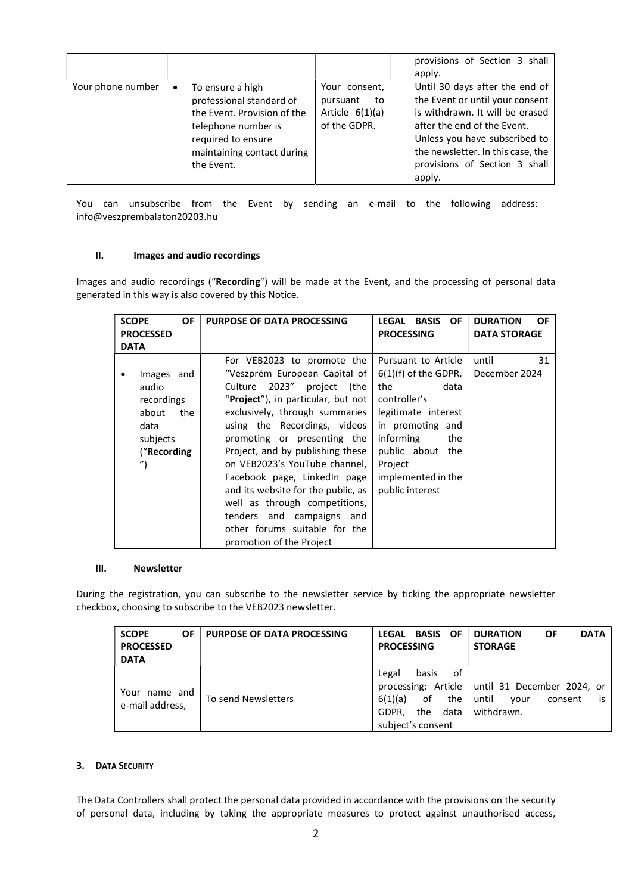| | | | provisions of Section 3 shall apply. |
|---|---|---|---|
| Your phone number | • To ensure a high professional standard of the Event. Provision of the telephone number is required to ensure maintaining contact during the Event. | Your consent, pursuant to Article 6(1)(a) of the GDPR. | Until 30 days after the end of the Event or until your consent is withdrawn. It will be erased after the end of the Event. Unless you have subscribed to the newsletter. In this case, the provisions of Section 3 shall apply. |

You can unsubscribe from the Event by sending an e-mail to the following address: info@veszprembalaton20203.hu

#### II. Images and audio recordings

Images and audio recordings ("**Recording**") will be made at the Event, and the processing of personal data generated in this way is also covered by this Notice.

| SCOPE OF PROCESSED DATA | PURPOSE OF DATA PROCESSING | LEGAL BASIS OF PROCESSING | DURATION OF DATA STORAGE |
|---|---|---|---|
| • Images and audio recordings about the data subjects ("**Recording**") | For VEB2023 to promote the "Veszprém European Capital of Culture 2023" project (the "**Project**"), in particular, but not exclusively, through summaries using the Recordings, videos promoting or presenting the Project, and by publishing these on VEB2023's YouTube channel, Facebook page, LinkedIn page and its website for the public, as well as through competitions, tenders and campaigns and other forums suitable for the promotion of the Project | Pursuant to Article 6(1)(f) of the GDPR, the data controller's legitimate interest in promoting and informing the public about the Project implemented in the public interest | until 31 December 2024 |

#### III. Newsletter

During the registration, you can subscribe to the newsletter service by ticking the appropriate newsletter checkbox, choosing to subscribe to the VEB2023 newsletter.

| SCOPE OF PROCESSED DATA | PURPOSE OF DATA PROCESSING | LEGAL BASIS OF PROCESSING | DURATION OF DATA STORAGE |
|---|---|---|---|
| Your name and e-mail address, | To send Newsletters | Legal basis of processing: Article 6(1)(a) of the GDPR, the data subject's consent | until 31 December 2024, or until your consent is withdrawn. |

### 3. Data Security

The Data Controllers shall protect the personal data provided in accordance with the provisions on the security of personal data, including by taking the appropriate measures to protect against unauthorised access,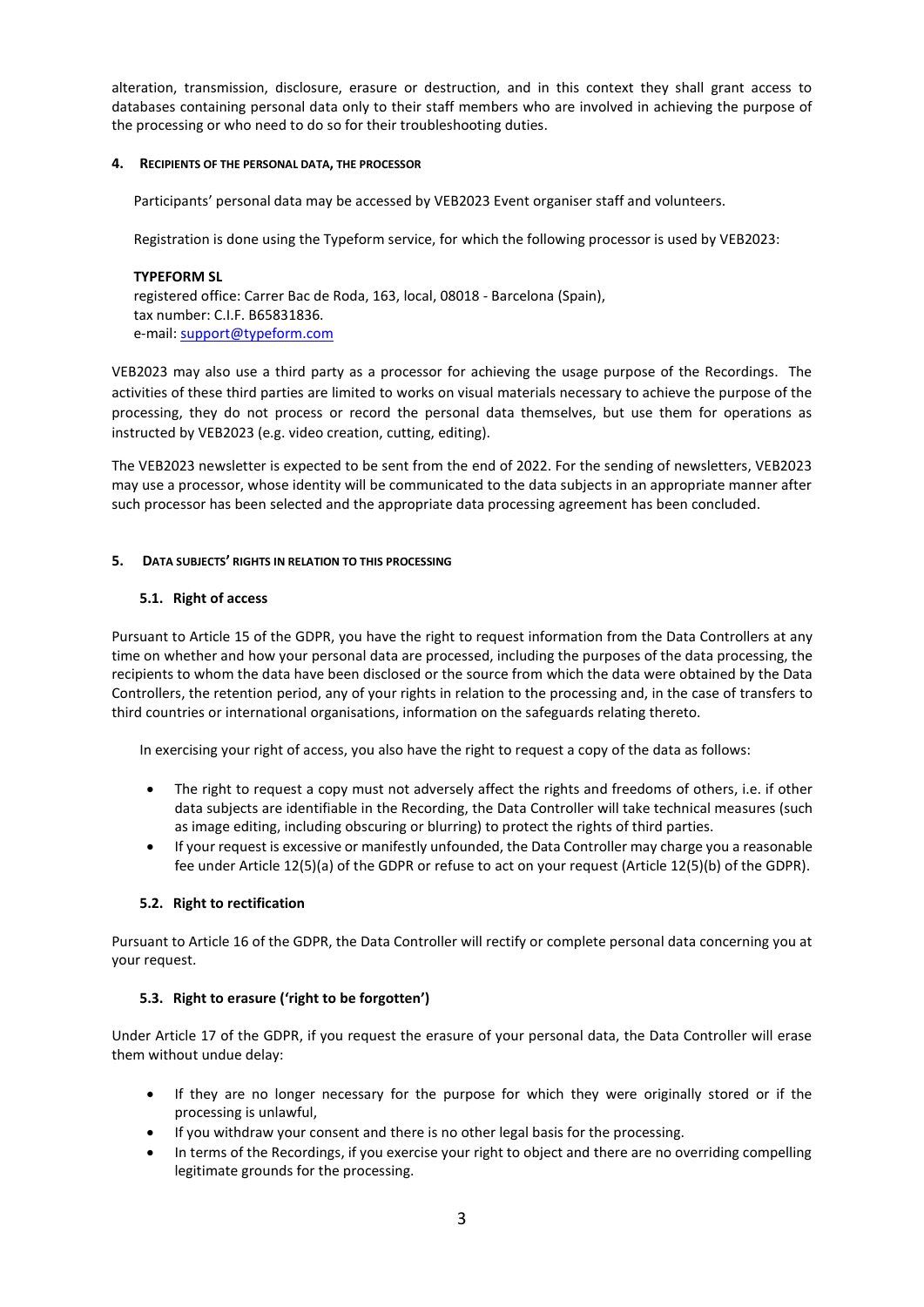alteration, transmission, disclosure, erasure or destruction, and in this context they shall grant access to databases containing personal data only to their staff members who are involved in achieving the purpose of the processing or who need to do so for their troubleshooting duties.

## 4. Recipients of the personal data, the processor

Participants' personal data may be accessed by VEB2023 Event organiser staff and volunteers.

Registration is done using the Typeform service, for which the following processor is used by VEB2023:

**TYPEFORM SL**
registered office: Carrer Bac de Roda, 163, local, 08018 - Barcelona (Spain),
tax number: C.I.F. B65831836.
e-mail: support@typeform.com

VEB2023 may also use a third party as a processor for achieving the usage purpose of the Recordings. The activities of these third parties are limited to works on visual materials necessary to achieve the purpose of the processing, they do not process or record the personal data themselves, but use them for operations as instructed by VEB2023 (e.g. video creation, cutting, editing).

The VEB2023 newsletter is expected to be sent from the end of 2022. For the sending of newsletters, VEB2023 may use a processor, whose identity will be communicated to the data subjects in an appropriate manner after such processor has been selected and the appropriate data processing agreement has been concluded.

## 5. Data subjects' rights in relation to this processing

### 5.1. Right of access

Pursuant to Article 15 of the GDPR, you have the right to request information from the Data Controllers at any time on whether and how your personal data are processed, including the purposes of the data processing, the recipients to whom the data have been disclosed or the source from which the data were obtained by the Data Controllers, the retention period, any of your rights in relation to the processing and, in the case of transfers to third countries or international organisations, information on the safeguards relating thereto.

In exercising your right of access, you also have the right to request a copy of the data as follows:

- The right to request a copy must not adversely affect the rights and freedoms of others, i.e. if other data subjects are identifiable in the Recording, the Data Controller will take technical measures (such as image editing, including obscuring or blurring) to protect the rights of third parties.
- If your request is excessive or manifestly unfounded, the Data Controller may charge you a reasonable fee under Article 12(5)(a) of the GDPR or refuse to act on your request (Article 12(5)(b) of the GDPR).

### 5.2. Right to rectification

Pursuant to Article 16 of the GDPR, the Data Controller will rectify or complete personal data concerning you at your request.

### 5.3. Right to erasure ('right to be forgotten')

Under Article 17 of the GDPR, if you request the erasure of your personal data, the Data Controller will erase them without undue delay:

- If they are no longer necessary for the purpose for which they were originally stored or if the processing is unlawful,
- If you withdraw your consent and there is no other legal basis for the processing.
- In terms of the Recordings, if you exercise your right to object and there are no overriding compelling legitimate grounds for the processing.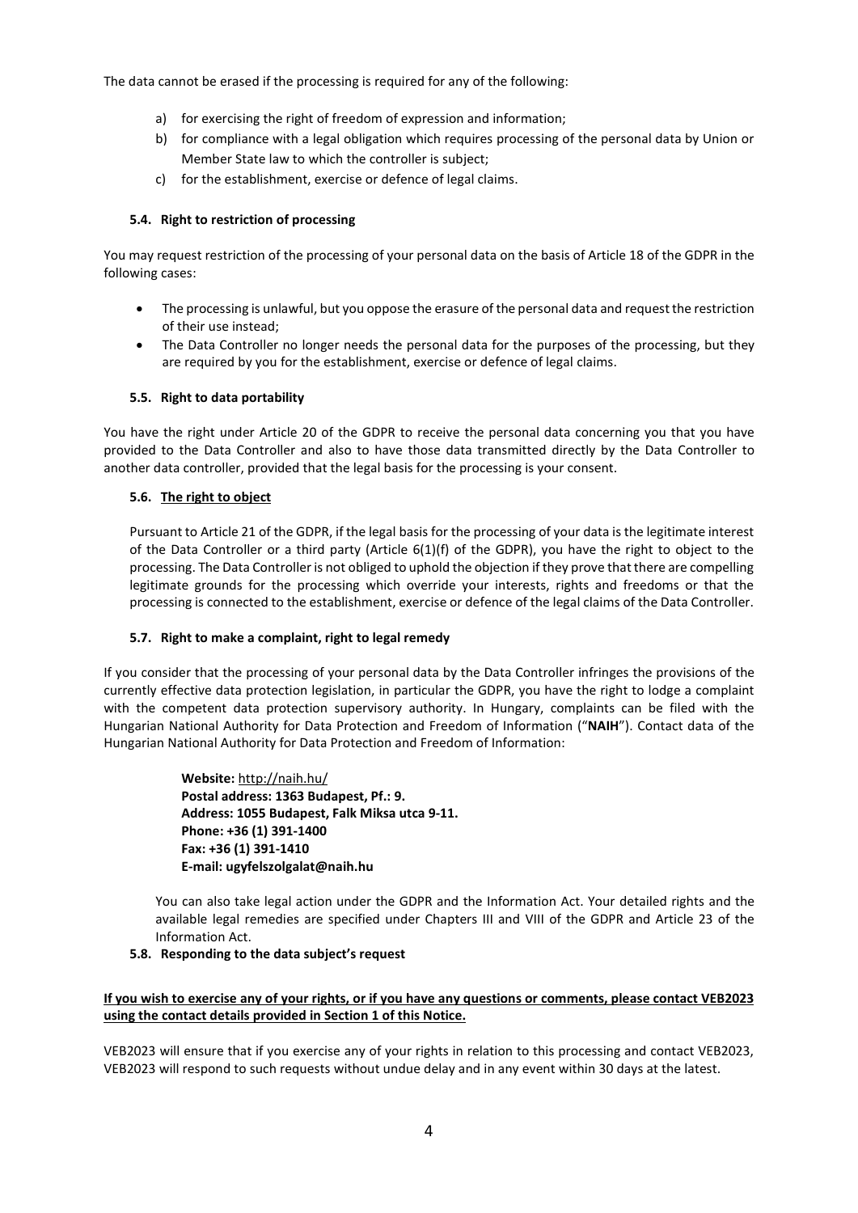The data cannot be erased if the processing is required for any of the following:

a) for exercising the right of freedom of expression and information;
b) for compliance with a legal obligation which requires processing of the personal data by Union or Member State law to which the controller is subject;
c) for the establishment, exercise or defence of legal claims.

### 5.4. Right to restriction of processing

You may request restriction of the processing of your personal data on the basis of Article 18 of the GDPR in the following cases:

- The processing is unlawful, but you oppose the erasure of the personal data and request the restriction of their use instead;
- The Data Controller no longer needs the personal data for the purposes of the processing, but they are required by you for the establishment, exercise or defence of legal claims.

### 5.5. Right to data portability

You have the right under Article 20 of the GDPR to receive the personal data concerning you that you have provided to the Data Controller and also to have those data transmitted directly by the Data Controller to another data controller, provided that the legal basis for the processing is your consent.

### 5.6. The right to object

Pursuant to Article 21 of the GDPR, if the legal basis for the processing of your data is the legitimate interest of the Data Controller or a third party (Article 6(1)(f) of the GDPR), you have the right to object to the processing. The Data Controller is not obliged to uphold the objection if they prove that there are compelling legitimate grounds for the processing which override your interests, rights and freedoms or that the processing is connected to the establishment, exercise or defence of the legal claims of the Data Controller.

### 5.7. Right to make a complaint, right to legal remedy

If you consider that the processing of your personal data by the Data Controller infringes the provisions of the currently effective data protection legislation, in particular the GDPR, you have the right to lodge a complaint with the competent data protection supervisory authority. In Hungary, complaints can be filed with the Hungarian National Authority for Data Protection and Freedom of Information ("**NAIH**"). Contact data of the Hungarian National Authority for Data Protection and Freedom of Information:

**Website:** http://naih.hu/
**Postal address: 1363 Budapest, Pf.: 9.**
**Address: 1055 Budapest, Falk Miksa utca 9-11.**
**Phone: +36 (1) 391-1400**
**Fax: +36 (1) 391-1410**
**E-mail: ugyfelszolgalat@naih.hu**

You can also take legal action under the GDPR and the Information Act. Your detailed rights and the available legal remedies are specified under Chapters III and VIII of the GDPR and Article 23 of the Information Act.

### 5.8. Responding to the data subject's request

**If you wish to exercise any of your rights, or if you have any questions or comments, please contact VEB2023 using the contact details provided in Section 1 of this Notice.**

VEB2023 will ensure that if you exercise any of your rights in relation to this processing and contact VEB2023, VEB2023 will respond to such requests without undue delay and in any event within 30 days at the latest.